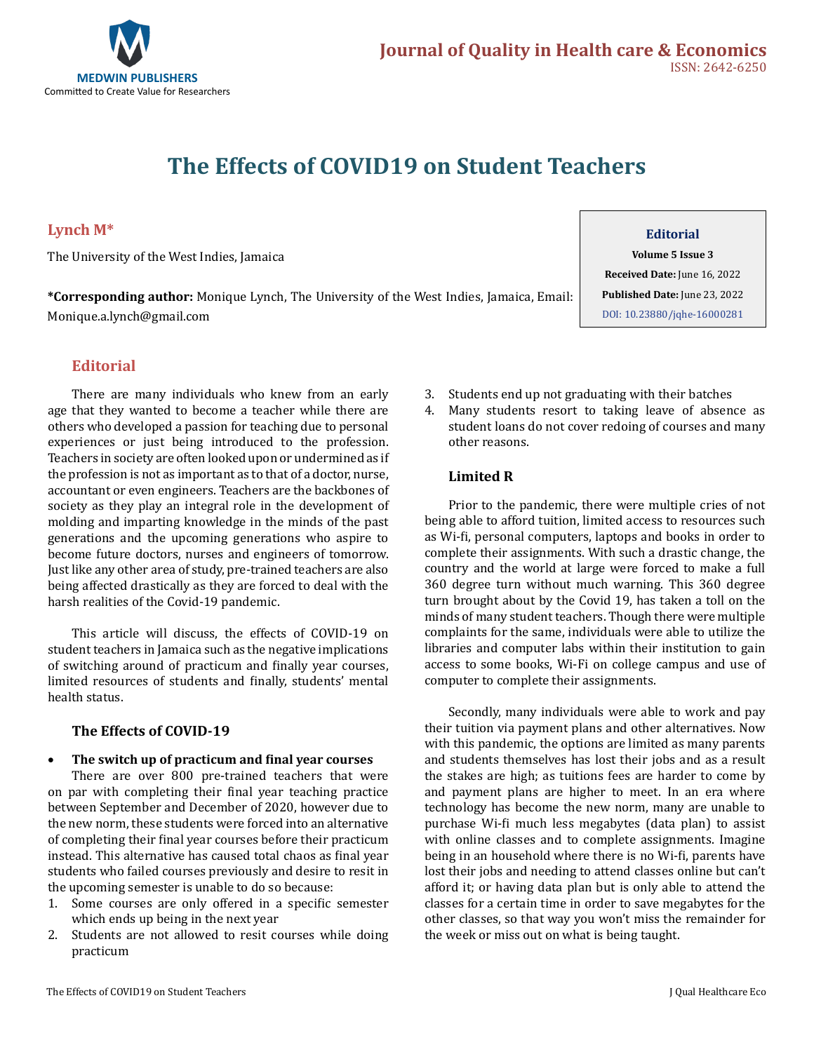# The Effects of COVID19 on Student Teachers

**Lynch M***

The University of the West Indies, Jamaica

***Corresponding author:** Monique Lynch, The University of the West Indies, Jamaica, Email: Monique.a.lynch@gmail.com

**Editorial**
**Volume 5 Issue 3**
**Received Date:** June 16, 2022
**Published Date:** June 23, 2022
DOI: 10.23880/jqhe-16000281

## Editorial

There are many individuals who knew from an early age that they wanted to become a teacher while there are others who developed a passion for teaching due to personal experiences or just being introduced to the profession. Teachers in society are often looked upon or undermined as if the profession is not as important as to that of a doctor, nurse, accountant or even engineers. Teachers are the backbones of society as they play an integral role in the development of molding and imparting knowledge in the minds of the past generations and the upcoming generations who aspire to become future doctors, nurses and engineers of tomorrow. Just like any other area of study, pre-trained teachers are also being affected drastically as they are forced to deal with the harsh realities of the Covid-19 pandemic.

This article will discuss, the effects of COVID-19 on student teachers in Jamaica such as the negative implications of switching around of practicum and finally year courses, limited resources of students and finally, students' mental health status.

### The Effects of COVID-19

- **The switch up of practicum and final year courses**

There are over 800 pre-trained teachers that were on par with completing their final year teaching practice between September and December of 2020, however due to the new norm, these students were forced into an alternative of completing their final year courses before their practicum instead. This alternative has caused total chaos as final year students who failed courses previously and desire to resit in the upcoming semester is unable to do so because:

1. Some courses are only offered in a specific semester which ends up being in the next year
2. Students are not allowed to resit courses while doing practicum
3. Students end up not graduating with their batches
4. Many students resort to taking leave of absence as student loans do not cover redoing of courses and many other reasons.

### Limited R

Prior to the pandemic, there were multiple cries of not being able to afford tuition, limited access to resources such as Wi-fi, personal computers, laptops and books in order to complete their assignments. With such a drastic change, the country and the world at large were forced to make a full 360 degree turn without much warning. This 360 degree turn brought about by the Covid 19, has taken a toll on the minds of many student teachers. Though there were multiple complaints for the same, individuals were able to utilize the libraries and computer labs within their institution to gain access to some books, Wi-Fi on college campus and use of computer to complete their assignments.

Secondly, many individuals were able to work and pay their tuition via payment plans and other alternatives. Now with this pandemic, the options are limited as many parents and students themselves has lost their jobs and as a result the stakes are high; as tuitions fees are harder to come by and payment plans are higher to meet. In an era where technology has become the new norm, many are unable to purchase Wi-fi much less megabytes (data plan) to assist with online classes and to complete assignments. Imagine being in an household where there is no Wi-fi, parents have lost their jobs and needing to attend classes online but can't afford it; or having data plan but is only able to attend the classes for a certain time in order to save megabytes for the other classes, so that way you won't miss the remainder for the week or miss out on what is being taught.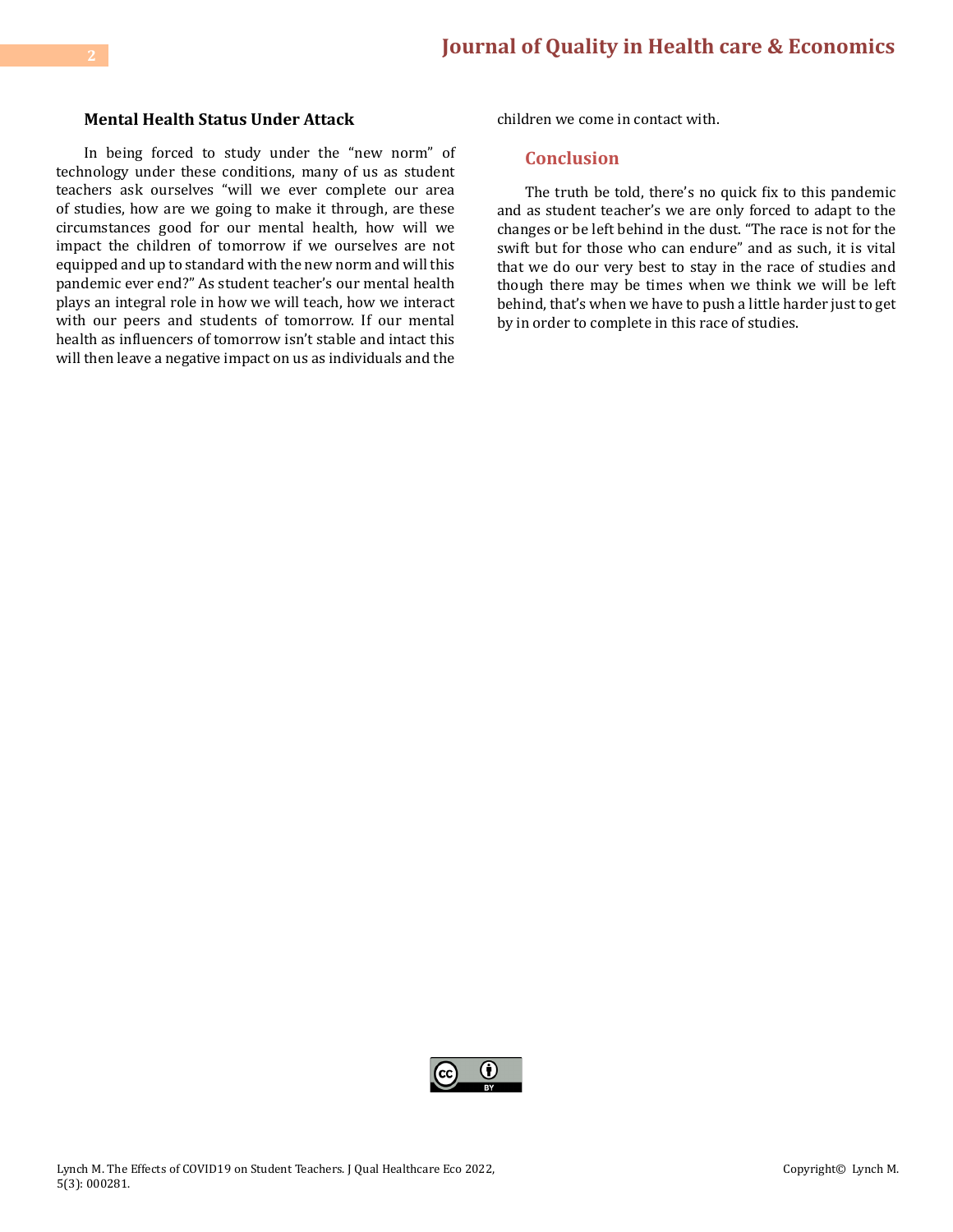### Mental Health Status Under Attack

In being forced to study under the "new norm" of technology under these conditions, many of us as student teachers ask ourselves "will we ever complete our area of studies, how are we going to make it through, are these circumstances good for our mental health, how will we impact the children of tomorrow if we ourselves are not equipped and up to standard with the new norm and will this pandemic ever end?" As student teacher's our mental health plays an integral role in how we will teach, how we interact with our peers and students of tomorrow. If our mental health as influencers of tomorrow isn't stable and intact this will then leave a negative impact on us as individuals and the children we come in contact with.

## Conclusion

The truth be told, there's no quick fix to this pandemic and as student teacher's we are only forced to adapt to the changes or be left behind in the dust. "The race is not for the swift but for those who can endure" and as such, it is vital that we do our very best to stay in the race of studies and though there may be times when we think we will be left behind, that's when we have to push a little harder just to get by in order to complete in this race of studies.